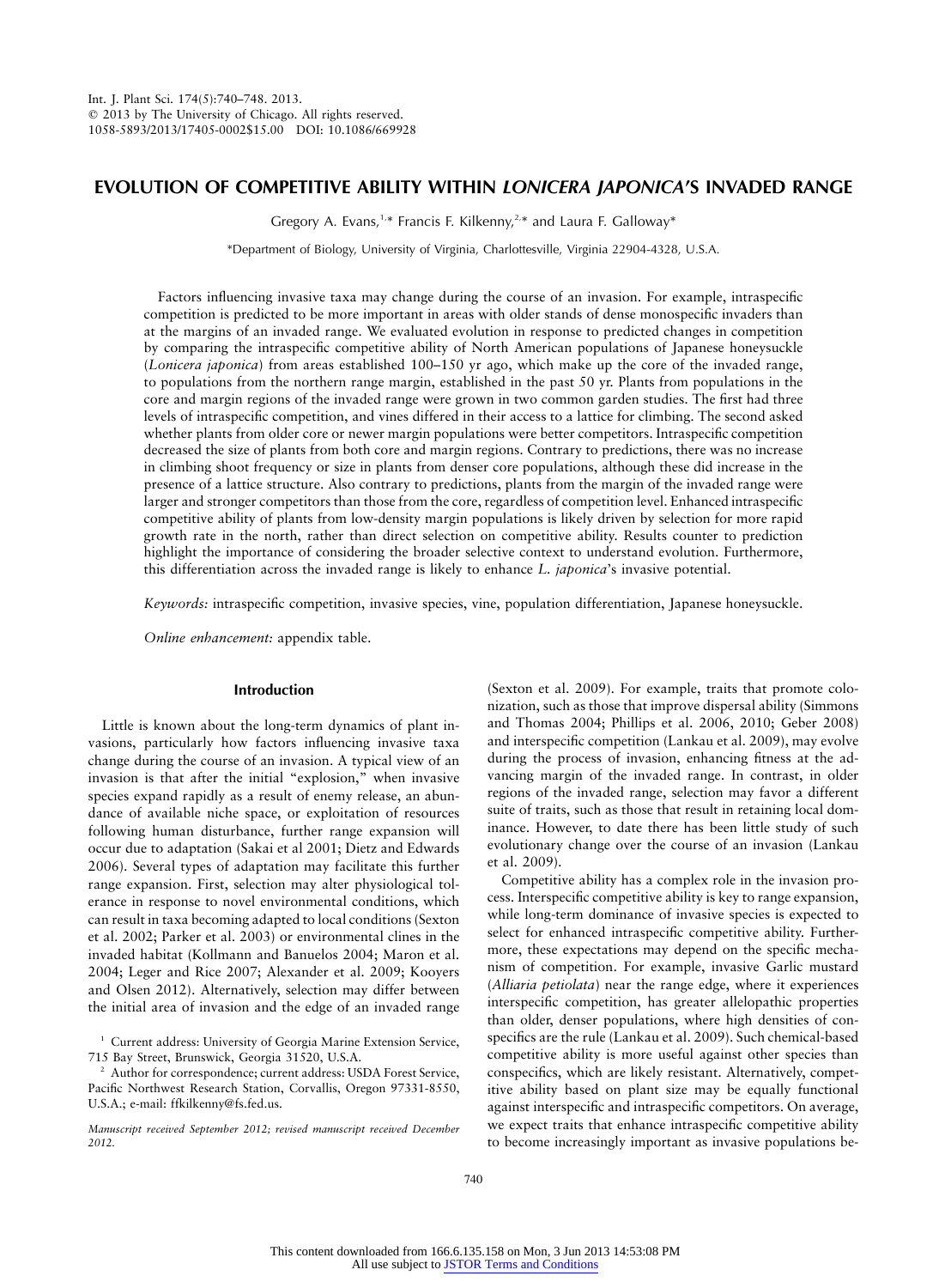Int. J. Plant Sci. 174(5):740–748. 2013.
© 2013 by The University of Chicago. All rights reserved.
1058-5893/2013/17405-0002$15.00 DOI: 10.1086/669928

# EVOLUTION OF COMPETITIVE ABILITY WITHIN *LONICERA JAPONICA*'S INVADED RANGE

Gregory A. Evans,[1,*] Francis F. Kilkenny,[2,*] and Laura F. Galloway*

*Department of Biology, University of Virginia, Charlottesville, Virginia 22904-4328, U.S.A.

Factors influencing invasive taxa may change during the course of an invasion. For example, intraspecific competition is predicted to be more important in areas with older stands of dense monospecific invaders than at the margins of an invaded range. We evaluated evolution in response to predicted changes in competition by comparing the intraspecific competitive ability of North American populations of Japanese honeysuckle (*Lonicera japonica*) from areas established 100–150 yr ago, which make up the core of the invaded range, to populations from the northern range margin, established in the past 50 yr. Plants from populations in the core and margin regions of the invaded range were grown in two common garden studies. The first had three levels of intraspecific competition, and vines differed in their access to a lattice for climbing. The second asked whether plants from older core or newer margin populations were better competitors. Intraspecific competition decreased the size of plants from both core and margin regions. Contrary to predictions, there was no increase in climbing shoot frequency or size in plants from denser core populations, although these did increase in the presence of a lattice structure. Also contrary to predictions, plants from the margin of the invaded range were larger and stronger competitors than those from the core, regardless of competition level. Enhanced intraspecific competitive ability of plants from low-density margin populations is likely driven by selection for more rapid growth rate in the north, rather than direct selection on competitive ability. Results counter to prediction highlight the importance of considering the broader selective context to understand evolution. Furthermore, this differentiation across the invaded range is likely to enhance *L. japonica*'s invasive potential.

*Keywords:* intraspecific competition, invasive species, vine, population differentiation, Japanese honeysuckle.

*Online enhancement:* appendix table.

## Introduction

Little is known about the long-term dynamics of plant invasions, particularly how factors influencing invasive taxa change during the course of an invasion. A typical view of an invasion is that after the initial "explosion," when invasive species expand rapidly as a result of enemy release, an abundance of available niche space, or exploitation of resources following human disturbance, further range expansion will occur due to adaptation (Sakai et al 2001; Dietz and Edwards 2006). Several types of adaptation may facilitate this further range expansion. First, selection may alter physiological tolerance in response to novel environmental conditions, which can result in taxa becoming adapted to local conditions (Sexton et al. 2002; Parker et al. 2003) or environmental clines in the invaded habitat (Kollmann and Banuelos 2004; Maron et al. 2004; Leger and Rice 2007; Alexander et al. 2009; Kooyers and Olsen 2012). Alternatively, selection may differ between the initial area of invasion and the edge of an invaded range (Sexton et al. 2009). For example, traits that promote colonization, such as those that improve dispersal ability (Simmons and Thomas 2004; Phillips et al. 2006, 2010; Geber 2008) and interspecific competition (Lankau et al. 2009), may evolve during the process of invasion, enhancing fitness at the advancing margin of the invaded range. In contrast, in older regions of the invaded range, selection may favor a different suite of traits, such as those that result in retaining local dominance. However, to date there has been little study of such evolutionary change over the course of an invasion (Lankau et al. 2009).

Competitive ability has a complex role in the invasion process. Interspecific competitive ability is key to range expansion, while long-term dominance of invasive species is expected to select for enhanced intraspecific competitive ability. Furthermore, these expectations may depend on the specific mechanism of competition. For example, invasive Garlic mustard (*Alliaria petiolata*) near the range edge, where it experiences interspecific competition, has greater allelopathic properties than older, denser populations, where high densities of conspecifics are the rule (Lankau et al. 2009). Such chemical-based competitive ability is more useful against other species than conspecifics, which are likely resistant. Alternatively, competitive ability based on plant size may be equally functional against interspecific and intraspecific competitors. On average, we expect traits that enhance intraspecific competitive ability to become increasingly important as invasive populations be-

[1] Current address: University of Georgia Marine Extension Service, 715 Bay Street, Brunswick, Georgia 31520, U.S.A.

[2] Author for correspondence; current address: USDA Forest Service, Pacific Northwest Research Station, Corvallis, Oregon 97331-8550, U.S.A.; e-mail: ffkilkenny@fs.fed.us.

*Manuscript received September 2012; revised manuscript received December 2012.*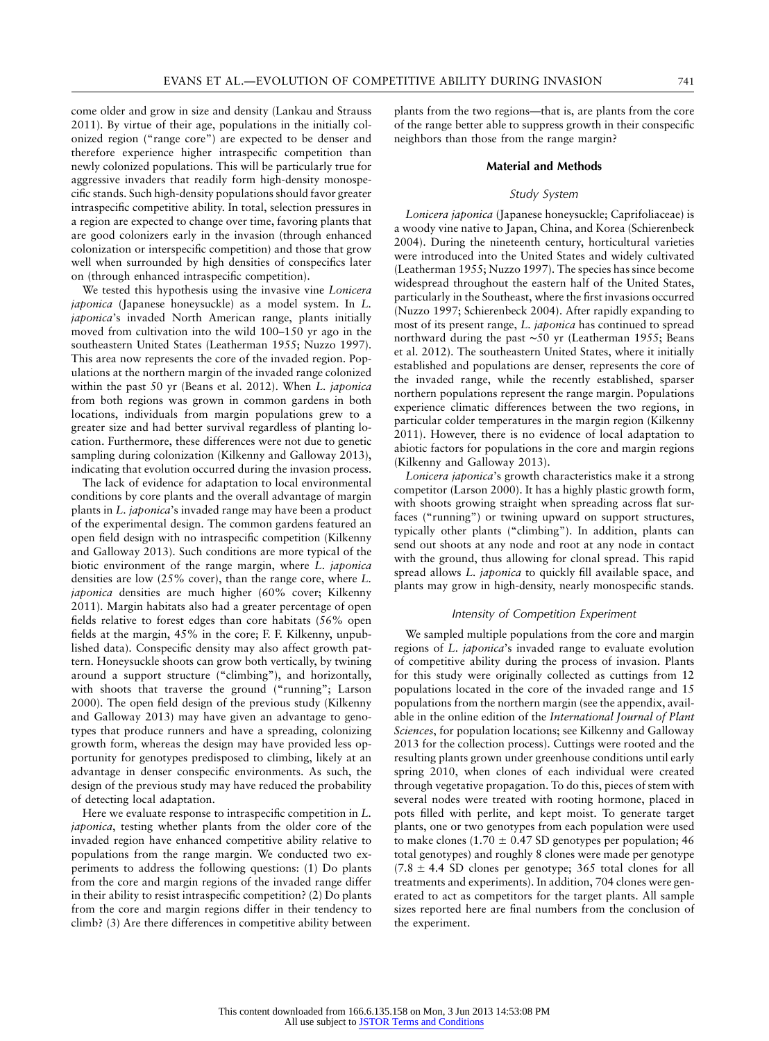come older and grow in size and density (Lankau and Strauss 2011). By virtue of their age, populations in the initially colonized region ("range core") are expected to be denser and therefore experience higher intraspecific competition than newly colonized populations. This will be particularly true for aggressive invaders that readily form high-density monospecific stands. Such high-density populations should favor greater intraspecific competitive ability. In total, selection pressures in a region are expected to change over time, favoring plants that are good colonizers early in the invasion (through enhanced colonization or interspecific competition) and those that grow well when surrounded by high densities of conspecifics later on (through enhanced intraspecific competition).

We tested this hypothesis using the invasive vine *Lonicera japonica* (Japanese honeysuckle) as a model system. In *L. japonica*'s invaded North American range, plants initially moved from cultivation into the wild 100–150 yr ago in the southeastern United States (Leatherman 1955; Nuzzo 1997). This area now represents the core of the invaded region. Populations at the northern margin of the invaded range colonized within the past 50 yr (Beans et al. 2012). When *L. japonica* from both regions was grown in common gardens in both locations, individuals from margin populations grew to a greater size and had better survival regardless of planting location. Furthermore, these differences were not due to genetic sampling during colonization (Kilkenny and Galloway 2013), indicating that evolution occurred during the invasion process.

The lack of evidence for adaptation to local environmental conditions by core plants and the overall advantage of margin plants in *L. japonica*'s invaded range may have been a product of the experimental design. The common gardens featured an open field design with no intraspecific competition (Kilkenny and Galloway 2013). Such conditions are more typical of the biotic environment of the range margin, where *L. japonica* densities are low (25% cover), than the range core, where *L. japonica* densities are much higher (60% cover; Kilkenny 2011). Margin habitats also had a greater percentage of open fields relative to forest edges than core habitats (56% open fields at the margin, 45% in the core; F. F. Kilkenny, unpublished data). Conspecific density may also affect growth pattern. Honeysuckle shoots can grow both vertically, by twining around a support structure ("climbing"), and horizontally, with shoots that traverse the ground ("running"; Larson 2000). The open field design of the previous study (Kilkenny and Galloway 2013) may have given an advantage to genotypes that produce runners and have a spreading, colonizing growth form, whereas the design may have provided less opportunity for genotypes predisposed to climbing, likely at an advantage in denser conspecific environments. As such, the design of the previous study may have reduced the probability of detecting local adaptation.

Here we evaluate response to intraspecific competition in *L. japonica*, testing whether plants from the older core of the invaded region have enhanced competitive ability relative to populations from the range margin. We conducted two experiments to address the following questions: (1) Do plants from the core and margin regions of the invaded range differ in their ability to resist intraspecific competition? (2) Do plants from the core and margin regions differ in their tendency to climb? (3) Are there differences in competitive ability between plants from the two regions—that is, are plants from the core of the range better able to suppress growth in their conspecific neighbors than those from the range margin?

## Material and Methods

### Study System

*Lonicera japonica* (Japanese honeysuckle; Caprifoliaceae) is a woody vine native to Japan, China, and Korea (Schierenbeck 2004). During the nineteenth century, horticultural varieties were introduced into the United States and widely cultivated (Leatherman 1955; Nuzzo 1997). The species has since become widespread throughout the eastern half of the United States, particularly in the Southeast, where the first invasions occurred (Nuzzo 1997; Schierenbeck 2004). After rapidly expanding to most of its present range, *L. japonica* has continued to spread northward during the past ~50 yr (Leatherman 1955; Beans et al. 2012). The southeastern United States, where it initially established and populations are denser, represents the core of the invaded range, while the recently established, sparser northern populations represent the range margin. Populations experience climatic differences between the two regions, in particular colder temperatures in the margin region (Kilkenny 2011). However, there is no evidence of local adaptation to abiotic factors for populations in the core and margin regions (Kilkenny and Galloway 2013).

*Lonicera japonica*'s growth characteristics make it a strong competitor (Larson 2000). It has a highly plastic growth form, with shoots growing straight when spreading across flat surfaces ("running") or twining upward on support structures, typically other plants ("climbing"). In addition, plants can send out shoots at any node and root at any node in contact with the ground, thus allowing for clonal spread. This rapid spread allows *L. japonica* to quickly fill available space, and plants may grow in high-density, nearly monospecific stands.

### Intensity of Competition Experiment

We sampled multiple populations from the core and margin regions of *L. japonica*'s invaded range to evaluate evolution of competitive ability during the process of invasion. Plants for this study were originally collected as cuttings from 12 populations located in the core of the invaded range and 15 populations from the northern margin (see the appendix, available in the online edition of the *International Journal of Plant Sciences*, for population locations; see Kilkenny and Galloway 2013 for the collection process). Cuttings were rooted and the resulting plants grown under greenhouse conditions until early spring 2010, when clones of each individual were created through vegetative propagation. To do this, pieces of stem with several nodes were treated with rooting hormone, placed in pots filled with perlite, and kept moist. To generate target plants, one or two genotypes from each population were used to make clones ($1.70 \pm 0.47$ SD genotypes per population; 46 total genotypes) and roughly 8 clones were made per genotype ($7.8 \pm 4.4$ SD clones per genotype; 365 total clones for all treatments and experiments). In addition, 704 clones were generated to act as competitors for the target plants. All sample sizes reported here are final numbers from the conclusion of the experiment.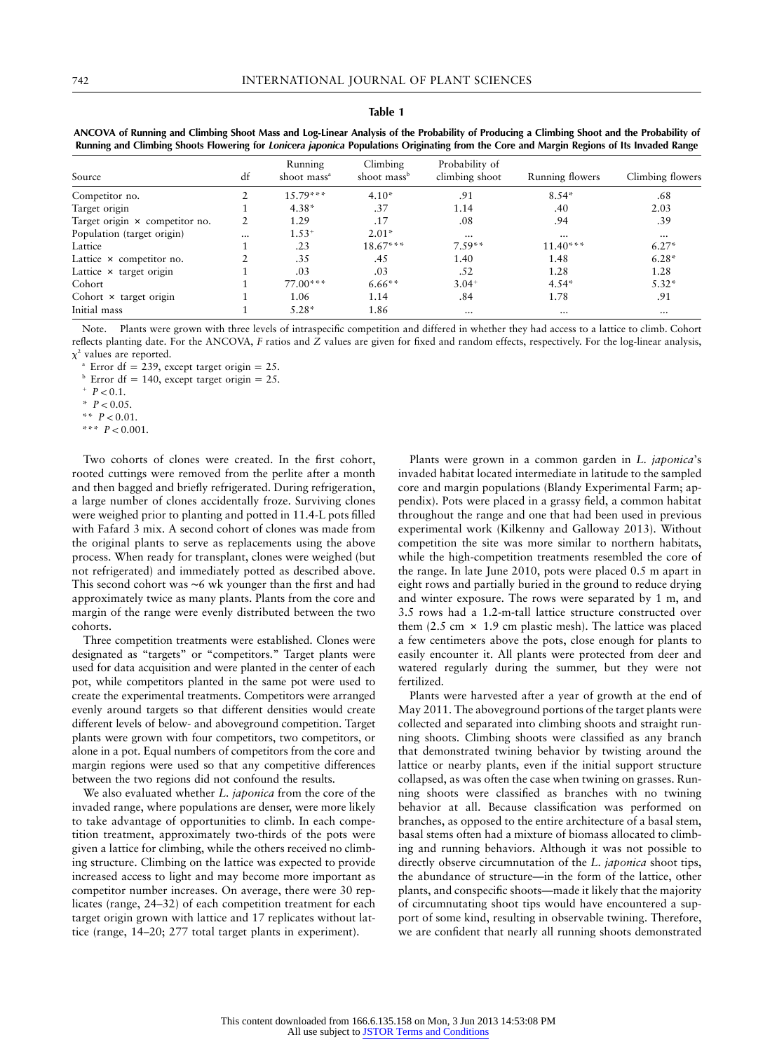**Table 1**

**ANCOVA of Running and Climbing Shoot Mass and Log-Linear Analysis of the Probability of Producing a Climbing Shoot and the Probability of Running and Climbing Shoots Flowering for *Lonicera japonica* Populations Originating from the Core and Margin Regions of Its Invaded Range**

| Source | df | Running shoot mass[a] | Climbing shoot mass[b] | Probability of climbing shoot | Running flowers | Climbing flowers |
|---|---|---|---|---|---|---|
| Competitor no. | 2 | 15.79*** | 4.10* | .91 | 8.54* | .68 |
| Target origin | 1 | 4.38* | .37 | 1.14 | .40 | 2.03 |
| Target origin × competitor no. | 2 | 1.29 | .17 | .08 | .94 | .39 |
| Population (target origin) | ... | 1.53+ | 2.01* | ... | ... | ... |
| Lattice | 1 | .23 | 18.67*** | 7.59** | 11.40*** | 6.27* |
| Lattice × competitor no. | 2 | .35 | .45 | 1.40 | 1.48 | 6.28* |
| Lattice × target origin | 1 | .03 | .03 | .52 | 1.28 | 1.28 |
| Cohort | 1 | 77.00*** | 6.66** | 3.04+ | 4.54* | 5.32* |
| Cohort × target origin | 1 | 1.06 | 1.14 | .84 | 1.78 | .91 |
| Initial mass | 1 | 5.28* | 1.86 | ... | ... | ... |

Note. Plants were grown with three levels of intraspecific competition and differed in whether they had access to a lattice to climb. Cohort reflects planting date. For the ANCOVA, *F* ratios and *Z* values are given for fixed and random effects, respectively. For the log-linear analysis, $\chi^2$ values are reported.

[a] Error df = 239, except target origin = 25.

[b] Error df = 140, except target origin = 25.

[+] $P < 0.1$.

\* $P < 0.05$.

\*\* $P < 0.01$.

\*\*\* $P < 0.001$.

Two cohorts of clones were created. In the first cohort, rooted cuttings were removed from the perlite after a month and then bagged and briefly refrigerated. During refrigeration, a large number of clones accidentally froze. Surviving clones were weighed prior to planting and potted in 11.4-L pots filled with Fafard 3 mix. A second cohort of clones was made from the original plants to serve as replacements using the above process. When ready for transplant, clones were weighed (but not refrigerated) and immediately potted as described above. This second cohort was ~6 wk younger than the first and had approximately twice as many plants. Plants from the core and margin of the range were evenly distributed between the two cohorts.

Three competition treatments were established. Clones were designated as "targets" or "competitors." Target plants were used for data acquisition and were planted in the center of each pot, while competitors planted in the same pot were used to create the experimental treatments. Competitors were arranged evenly around targets so that different densities would create different levels of below- and aboveground competition. Target plants were grown with four competitors, two competitors, or alone in a pot. Equal numbers of competitors from the core and margin regions were used so that any competitive differences between the two regions did not confound the results.

We also evaluated whether *L. japonica* from the core of the invaded range, where populations are denser, were more likely to take advantage of opportunities to climb. In each competition treatment, approximately two-thirds of the pots were given a lattice for climbing, while the others received no climbing structure. Climbing on the lattice was expected to provide increased access to light and may become more important as competitor number increases. On average, there were 30 replicates (range, 24–32) of each competition treatment for each target origin grown with lattice and 17 replicates without lattice (range, 14–20; 277 total target plants in experiment).

Plants were grown in a common garden in *L. japonica*'s invaded habitat located intermediate in latitude to the sampled core and margin populations (Blandy Experimental Farm; appendix). Pots were placed in a grassy field, a common habitat throughout the range and one that had been used in previous experimental work (Kilkenny and Galloway 2013). Without competition the site was more similar to northern habitats, while the high-competition treatments resembled the core of the range. In late June 2010, pots were placed 0.5 m apart in eight rows and partially buried in the ground to reduce drying and winter exposure. The rows were separated by 1 m, and 3.5 rows had a 1.2-m-tall lattice structure constructed over them (2.5 cm × 1.9 cm plastic mesh). The lattice was placed a few centimeters above the pots, close enough for plants to easily encounter it. All plants were protected from deer and watered regularly during the summer, but they were not fertilized.

Plants were harvested after a year of growth at the end of May 2011. The aboveground portions of the target plants were collected and separated into climbing shoots and straight running shoots. Climbing shoots were classified as any branch that demonstrated twining behavior by twisting around the lattice or nearby plants, even if the initial support structure collapsed, as was often the case when twining on grasses. Running shoots were classified as branches with no twining behavior at all. Because classification was performed on branches, as opposed to the entire architecture of a basal stem, basal stems often had a mixture of biomass allocated to climbing and running behaviors. Although it was not possible to directly observe circumnutation of the *L. japonica* shoot tips, the abundance of structure—in the form of the lattice, other plants, and conspecific shoots—made it likely that the majority of circumnutating shoot tips would have encountered a support of some kind, resulting in observable twining. Therefore, we are confident that nearly all running shoots demonstrated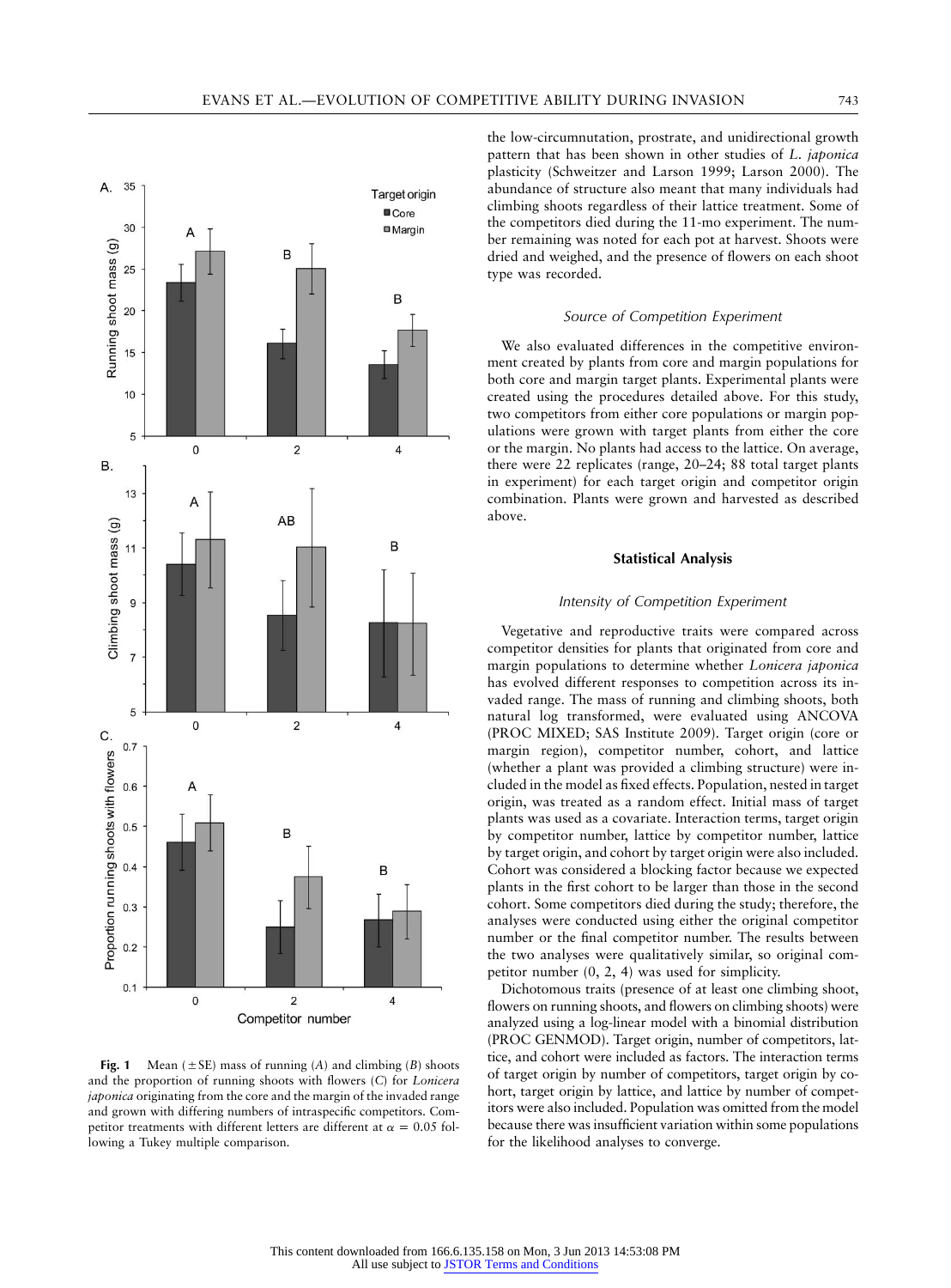A.

Running shoot mass (g)

35
30
25
20
15
10
5

Target origin
Core
Margin

A
B
B

0 2 4

B.

Climbing shoot mass (g)

13
11
9
7
5

A
AB
B

0 2 4

C.

Proportion running shoots with flowers

0.7
0.6
0.5
0.4
0.3
0.2
0.1

A
B
B

0 2 4

Competitor number

**Fig. 1** Mean (±SE) mass of running (*A*) and climbing (*B*) shoots and the proportion of running shoots with flowers (*C*) for *Lonicera japonica* originating from the core and the margin of the invaded range and grown with differing numbers of intraspecific competitors. Competitor treatments with different letters are different at $\alpha = 0.05$ following a Tukey multiple comparison.

the low-circumnutation, prostrate, and unidirectional growth pattern that has been shown in other studies of *L. japonica* plasticity (Schweitzer and Larson 1999; Larson 2000). The abundance of structure also meant that many individuals had climbing shoots regardless of their lattice treatment. Some of the competitors died during the 11-mo experiment. The number remaining was noted for each pot at harvest. Shoots were dried and weighed, and the presence of flowers on each shoot type was recorded.

### *Source of Competition Experiment*

We also evaluated differences in the competitive environment created by plants from core and margin populations for both core and margin target plants. Experimental plants were created using the procedures detailed above. For this study, two competitors from either core populations or margin populations were grown with target plants from either the core or the margin. No plants had access to the lattice. On average, there were 22 replicates (range, 20–24; 88 total target plants in experiment) for each target origin and competitor origin combination. Plants were grown and harvested as described above.

## Statistical Analysis

### *Intensity of Competition Experiment*

Vegetative and reproductive traits were compared across competitor densities for plants that originated from core and margin populations to determine whether *Lonicera japonica* has evolved different responses to competition across its invaded range. The mass of running and climbing shoots, both natural log transformed, were evaluated using ANCOVA (PROC MIXED; SAS Institute 2009). Target origin (core or margin region), competitor number, cohort, and lattice (whether a plant was provided a climbing structure) were included in the model as fixed effects. Population, nested in target origin, was treated as a random effect. Initial mass of target plants was used as a covariate. Interaction terms, target origin by competitor number, lattice by competitor number, lattice by target origin, and cohort by target origin were also included. Cohort was considered a blocking factor because we expected plants in the first cohort to be larger than those in the second cohort. Some competitors died during the study; therefore, the analyses were conducted using either the original competitor number or the final competitor number. The results between the two analyses were qualitatively similar, so original competitor number (0, 2, 4) was used for simplicity.

Dichotomous traits (presence of at least one climbing shoot, flowers on running shoots, and flowers on climbing shoots) were analyzed using a log-linear model with a binomial distribution (PROC GENMOD). Target origin, number of competitors, lattice, and cohort were included as factors. The interaction terms of target origin by number of competitors, target origin by cohort, target origin by lattice, and lattice by number of competitors were also included. Population was omitted from the model because there was insufficient variation within some populations for the likelihood analyses to converge.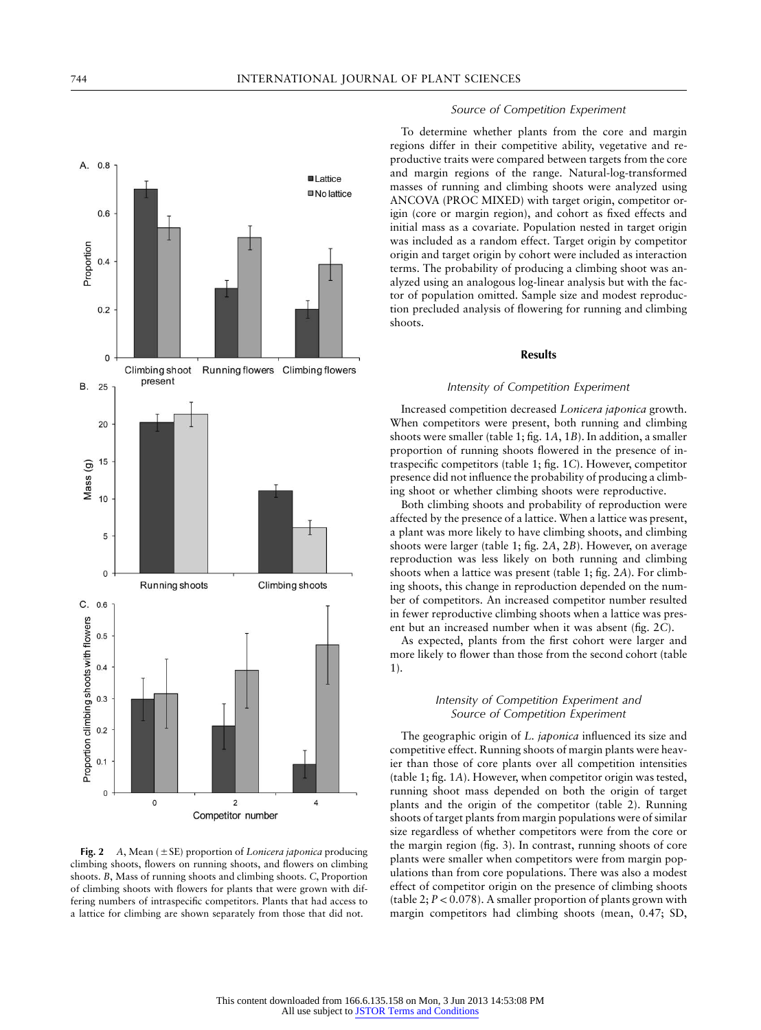A. 0.8
Lattice
No lattice
Proportion
0.6
0.4
0.2
0
Climbing shoot present
Running flowers
Climbing flowers

B. 25
20
15
10
5
0
Mass (g)
Running shoots
Climbing shoots

C. 0.6
0.5
0.4
0.3
0.2
0.1
0
Proportion climbing shoots with flowers
0
2
4
Competitor number

**Fig. 2** *A*, Mean (±SE) proportion of *Lonicera japonica* producing climbing shoots, flowers on running shoots, and flowers on climbing shoots. *B*, Mass of running shoots and climbing shoots. *C*, Proportion of climbing shoots with flowers for plants that were grown with differing numbers of intraspecific competitors. Plants that had access to a lattice for climbing are shown separately from those that did not.

### *Source of Competition Experiment*

To determine whether plants from the core and margin regions differ in their competitive ability, vegetative and reproductive traits were compared between targets from the core and margin regions of the range. Natural-log-transformed masses of running and climbing shoots were analyzed using ANCOVA (PROC MIXED) with target origin, competitor origin (core or margin region), and cohort as fixed effects and initial mass as a covariate. Population nested in target origin was included as a random effect. Target origin by competitor origin and target origin by cohort were included as interaction terms. The probability of producing a climbing shoot was analyzed using an analogous log-linear analysis but with the factor of population omitted. Sample size and modest reproduction precluded analysis of flowering for running and climbing shoots.

## Results

### *Intensity of Competition Experiment*

Increased competition decreased *Lonicera japonica* growth. When competitors were present, both running and climbing shoots were smaller (table 1; fig. 1*A*, 1*B*). In addition, a smaller proportion of running shoots flowered in the presence of intraspecific competitors (table 1; fig. 1*C*). However, competitor presence did not influence the probability of producing a climbing shoot or whether climbing shoots were reproductive.

Both climbing shoots and probability of reproduction were affected by the presence of a lattice. When a lattice was present, a plant was more likely to have climbing shoots, and climbing shoots were larger (table 1; fig. 2*A*, 2*B*). However, on average reproduction was less likely on both running and climbing shoots when a lattice was present (table 1; fig. 2*A*). For climbing shoots, this change in reproduction depended on the number of competitors. An increased competitor number resulted in fewer reproductive climbing shoots when a lattice was present but an increased number when it was absent (fig. 2*C*).

As expected, plants from the first cohort were larger and more likely to flower than those from the second cohort (table 1).

### *Intensity of Competition Experiment and Source of Competition Experiment*

The geographic origin of *L. japonica* influenced its size and competitive effect. Running shoots of margin plants were heavier than those of core plants over all competition intensities (table 1; fig. 1*A*). However, when competitor origin was tested, running shoot mass depended on both the origin of target plants and the origin of the competitor (table 2). Running shoots of target plants from margin populations were of similar size regardless of whether competitors were from the core or the margin region (fig. 3). In contrast, running shoots of core plants were smaller when competitors were from margin populations than from core populations. There was also a modest effect of competitor origin on the presence of climbing shoots (table 2; $P < 0.078$). A smaller proportion of plants grown with margin competitors had climbing shoots (mean, 0.47; SD,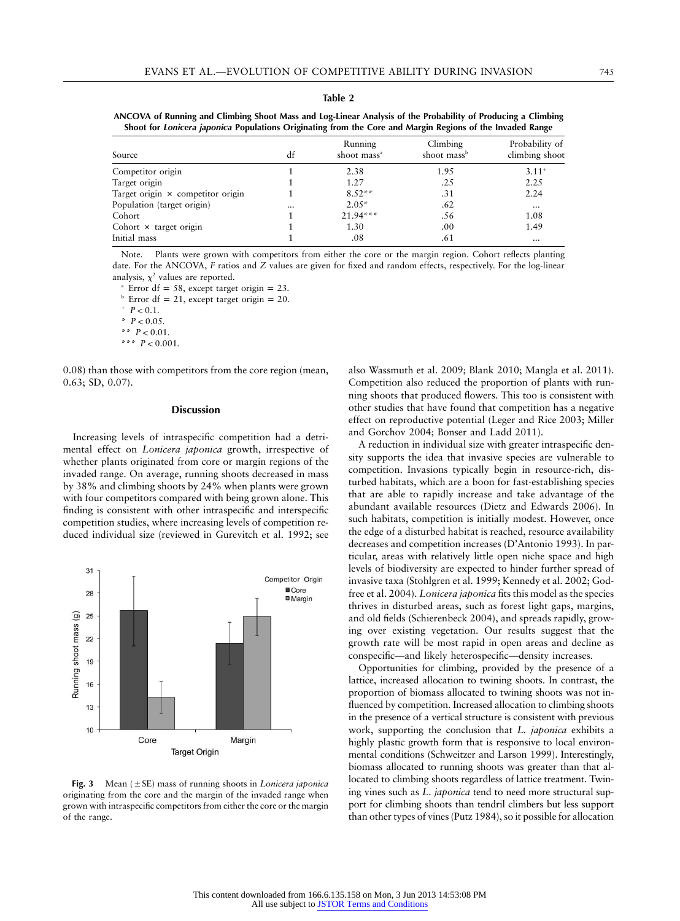**Table 2**

**ANCOVA of Running and Climbing Shoot Mass and Log-Linear Analysis of the Probability of Producing a Climbing Shoot for *Lonicera japonica* Populations Originating from the Core and Margin Regions of the Invaded Range**

| Source | df | Running shoot mass[a] | Climbing shoot mass[b] | Probability of climbing shoot |
|---|---|---|---|---|
| Competitor origin | 1 | 2.38 | 1.95 | 3.11[+] |
| Target origin | 1 | 1.27 | .25 | 2.25 |
| Target origin × competitor origin | 1 | 8.52** | .31 | 2.24 |
| Population (target origin) | ... | 2.05* | .62 | ... |
| Cohort | 1 | 21.94*** | .56 | 1.08 |
| Cohort × target origin | 1 | 1.30 | .00 | 1.49 |
| Initial mass | 1 | .08 | .61 | ... |

Note. Plants were grown with competitors from either the core or the margin region. Cohort reflects planting date. For the ANCOVA, $F$ ratios and $Z$ values are given for fixed and random effects, respectively. For the log-linear analysis, $\chi^2$ values are reported.

[a] Error df = 58, except target origin = 23.

[b] Error df = 21, except target origin = 20.

[+] $P < 0.1$.

\* $P < 0.05$.

\*\* $P < 0.01$.

\*\*\* $P < 0.001$.

0.08) than those with competitors from the core region (mean, 0.63; SD, 0.07).

## Discussion

Increasing levels of intraspecific competition had a detrimental effect on *Lonicera japonica* growth, irrespective of whether plants originated from core or margin regions of the invaded range. On average, running shoots decreased in mass by 38% and climbing shoots by 24% when plants were grown with four competitors compared with being grown alone. This finding is consistent with other intraspecific and interspecific competition studies, where increasing levels of competition reduced individual size (reviewed in Gurevitch et al. 1992; see also Wassmuth et al. 2009; Blank 2010; Mangla et al. 2011). Competition also reduced the proportion of plants with running shoots that produced flowers. This too is consistent with other studies that have found that competition has a negative effect on reproductive potential (Leger and Rice 2003; Miller and Gorchov 2004; Bonser and Ladd 2011).

**Fig. 3** Mean (±SE) mass of running shoots in *Lonicera japonica* originating from the core and the margin of the invaded range when grown with intraspecific competitors from either the core or the margin of the range.

A reduction in individual size with greater intraspecific density supports the idea that invasive species are vulnerable to competition. Invasions typically begin in resource-rich, disturbed habitats, which are a boon for fast-establishing species that are able to rapidly increase and take advantage of the abundant available resources (Dietz and Edwards 2006). In such habitats, competition is initially modest. However, once the edge of a disturbed habitat is reached, resource availability decreases and competition increases (D'Antonio 1993). In particular, areas with relatively little open niche space and high levels of biodiversity are expected to hinder further spread of invasive taxa (Stohlgren et al. 1999; Kennedy et al. 2002; Godfree et al. 2004). *Lonicera japonica* fits this model as the species thrives in disturbed areas, such as forest light gaps, margins, and old fields (Schierenbeck 2004), and spreads rapidly, growing over existing vegetation. Our results suggest that the growth rate will be most rapid in open areas and decline as conspecific—and likely heterospecific—density increases.

Opportunities for climbing, provided by the presence of a lattice, increased allocation to twining shoots. In contrast, the proportion of biomass allocated to twining shoots was not influenced by competition. Increased allocation to climbing shoots in the presence of a vertical structure is consistent with previous work, supporting the conclusion that *L. japonica* exhibits a highly plastic growth form that is responsive to local environmental conditions (Schweitzer and Larson 1999). Interestingly, biomass allocated to running shoots was greater than that allocated to climbing shoots regardless of lattice treatment. Twining vines such as *L. japonica* tend to need more structural support for climbing shoots than tendril climbers but less support than other types of vines (Putz 1984), so it possible for allocation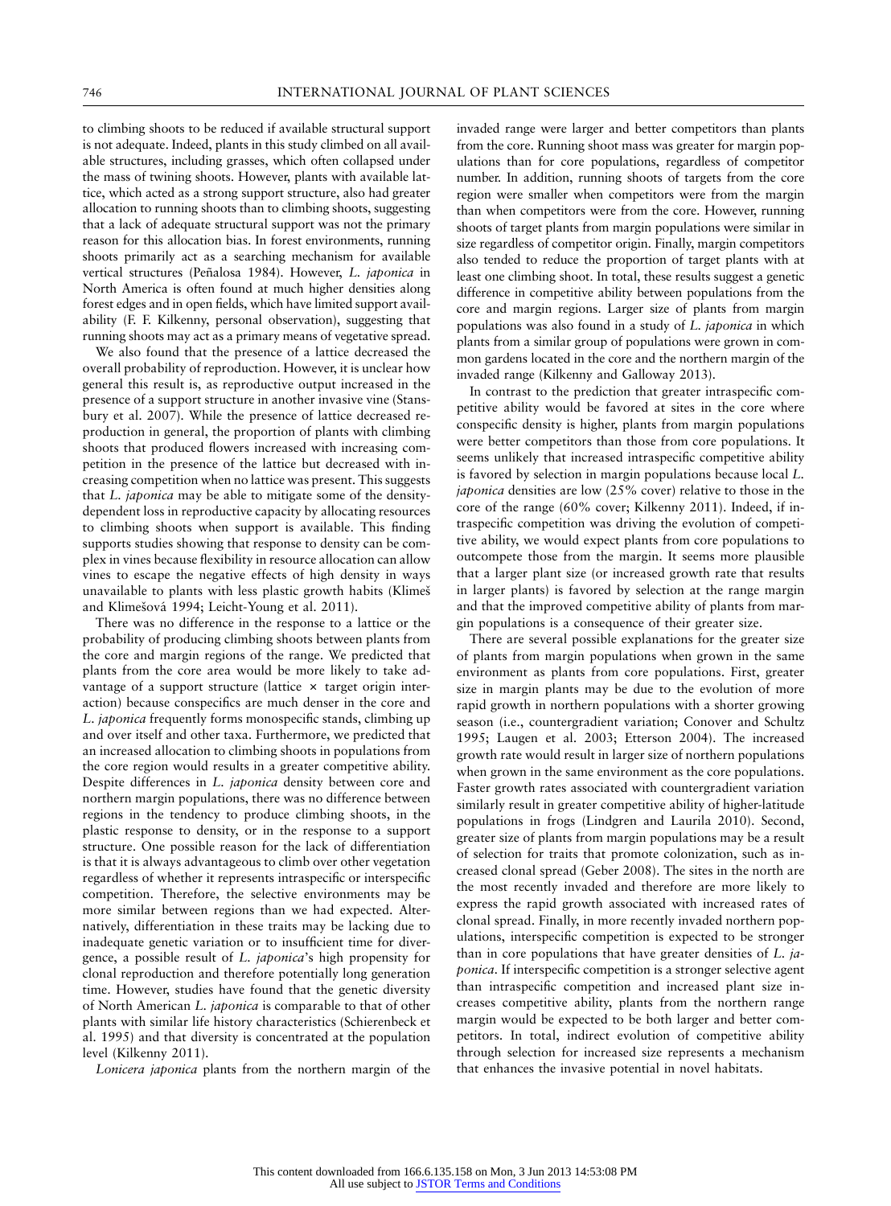to climbing shoots to be reduced if available structural support is not adequate. Indeed, plants in this study climbed on all available structures, including grasses, which often collapsed under the mass of twining shoots. However, plants with available lattice, which acted as a strong support structure, also had greater allocation to running shoots than to climbing shoots, suggesting that a lack of adequate structural support was not the primary reason for this allocation bias. In forest environments, running shoots primarily act as a searching mechanism for available vertical structures (Peñalosa 1984). However, *L. japonica* in North America is often found at much higher densities along forest edges and in open fields, which have limited support availability (F. F. Kilkenny, personal observation), suggesting that running shoots may act as a primary means of vegetative spread.

We also found that the presence of a lattice decreased the overall probability of reproduction. However, it is unclear how general this result is, as reproductive output increased in the presence of a support structure in another invasive vine (Stansbury et al. 2007). While the presence of lattice decreased reproduction in general, the proportion of plants with climbing shoots that produced flowers increased with increasing competition in the presence of the lattice but decreased with increasing competition when no lattice was present. This suggests that *L. japonica* may be able to mitigate some of the density-dependent loss in reproductive capacity by allocating resources to climbing shoots when support is available. This finding supports studies showing that response to density can be complex in vines because flexibility in resource allocation can allow vines to escape the negative effects of high density in ways unavailable to plants with less plastic growth habits (Klimeš and Klimešová 1994; Leicht-Young et al. 2011).

There was no difference in the response to a lattice or the probability of producing climbing shoots between plants from the core and margin regions of the range. We predicted that plants from the core area would be more likely to take advantage of a support structure (lattice × target origin interaction) because conspecifics are much denser in the core and *L. japonica* frequently forms monospecific stands, climbing up and over itself and other taxa. Furthermore, we predicted that an increased allocation to climbing shoots in populations from the core region would results in a greater competitive ability. Despite differences in *L. japonica* density between core and northern margin populations, there was no difference between regions in the tendency to produce climbing shoots, in the plastic response to density, or in the response to a support structure. One possible reason for the lack of differentiation is that it is always advantageous to climb over other vegetation regardless of whether it represents intraspecific or interspecific competition. Therefore, the selective environments may be more similar between regions than we had expected. Alternatively, differentiation in these traits may be lacking due to inadequate genetic variation or to insufficient time for divergence, a possible result of *L. japonica*'s high propensity for clonal reproduction and therefore potentially long generation time. However, studies have found that the genetic diversity of North American *L. japonica* is comparable to that of other plants with similar life history characteristics (Schierenbeck et al. 1995) and that diversity is concentrated at the population level (Kilkenny 2011).

*Lonicera japonica* plants from the northern margin of the invaded range were larger and better competitors than plants from the core. Running shoot mass was greater for margin populations than for core populations, regardless of competitor number. In addition, running shoots of targets from the core region were smaller when competitors were from the margin than when competitors were from the core. However, running shoots of target plants from margin populations were similar in size regardless of competitor origin. Finally, margin competitors also tended to reduce the proportion of target plants with at least one climbing shoot. In total, these results suggest a genetic difference in competitive ability between populations from the core and margin regions. Larger size of plants from margin populations was also found in a study of *L. japonica* in which plants from a similar group of populations were grown in common gardens located in the core and the northern margin of the invaded range (Kilkenny and Galloway 2013).

In contrast to the prediction that greater intraspecific competitive ability would be favored at sites in the core where conspecific density is higher, plants from margin populations were better competitors than those from core populations. It seems unlikely that increased intraspecific competitive ability is favored by selection in margin populations because local *L. japonica* densities are low (25% cover) relative to those in the core of the range (60% cover; Kilkenny 2011). Indeed, if intraspecific competition was driving the evolution of competitive ability, we would expect plants from core populations to outcompete those from the margin. It seems more plausible that a larger plant size (or increased growth rate that results in larger plants) is favored by selection at the range margin and that the improved competitive ability of plants from margin populations is a consequence of their greater size.

There are several possible explanations for the greater size of plants from margin populations when grown in the same environment as plants from core populations. First, greater size in margin plants may be due to the evolution of more rapid growth in northern populations with a shorter growing season (i.e., countergradient variation; Conover and Schultz 1995; Laugen et al. 2003; Etterson 2004). The increased growth rate would result in larger size of northern populations when grown in the same environment as the core populations. Faster growth rates associated with countergradient variation similarly result in greater competitive ability of higher-latitude populations in frogs (Lindgren and Laurila 2010). Second, greater size of plants from margin populations may be a result of selection for traits that promote colonization, such as increased clonal spread (Geber 2008). The sites in the north are the most recently invaded and therefore are more likely to express the rapid growth associated with increased rates of clonal spread. Finally, in more recently invaded northern populations, interspecific competition is expected to be stronger than in core populations that have greater densities of *L. japonica*. If interspecific competition is a stronger selective agent than intraspecific competition and increased plant size increases competitive ability, plants from the northern range margin would be expected to be both larger and better competitors. In total, indirect evolution of competitive ability through selection for increased size represents a mechanism that enhances the invasive potential in novel habitats.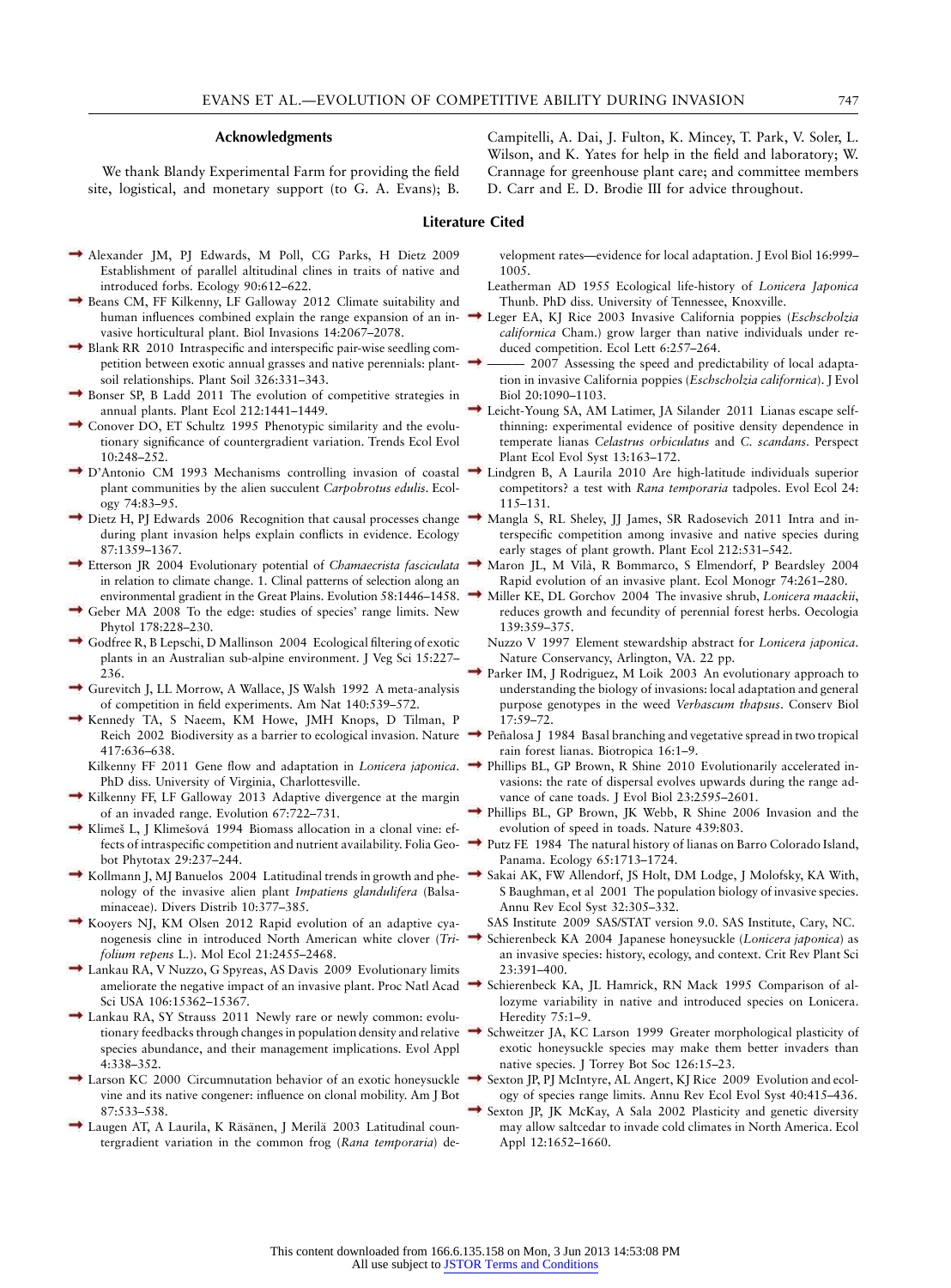## Acknowledgments

We thank Blandy Experimental Farm for providing the field site, logistical, and monetary support (to G. A. Evans); B. Campitelli, A. Dai, J. Fulton, K. Mincey, T. Park, V. Soler, L. Wilson, and K. Yates for help in the field and laboratory; W. Crannage for greenhouse plant care; and committee members D. Carr and E. D. Brodie III for advice throughout.

## Literature Cited

Alexander JM, PJ Edwards, M Poll, CG Parks, H Dietz 2009 Establishment of parallel altitudinal clines in traits of native and introduced forbs. Ecology 90:612–622.

Beans CM, FF Kilkenny, LF Galloway 2012 Climate suitability and human influences combined explain the range expansion of an invasive horticultural plant. Biol Invasions 14:2067–2078.

Blank RR 2010 Intraspecific and interspecific pair-wise seedling competition between exotic annual grasses and native perennials: plant-soil relationships. Plant Soil 326:331–343.

Bonser SP, B Ladd 2011 The evolution of competitive strategies in annual plants. Plant Ecol 212:1441–1449.

Conover DO, ET Schultz 1995 Phenotypic similarity and the evolutionary significance of countergradient variation. Trends Ecol Evol 10:248–252.

D'Antonio CM 1993 Mechanisms controlling invasion of coastal plant communities by the alien succulent *Carpobrotus edulis*. Ecology 74:83–95.

Dietz H, PJ Edwards 2006 Recognition that causal processes change during plant invasion helps explain conflicts in evidence. Ecology 87:1359–1367.

Etterson JR 2004 Evolutionary potential of *Chamaecrista fasciculata* in relation to climate change. 1. Clinal patterns of selection along an environmental gradient in the Great Plains. Evolution 58:1446–1458.

Geber MA 2008 To the edge: studies of species' range limits. New Phytol 178:228–230.

Godfree R, B Lepschi, D Mallinson 2004 Ecological filtering of exotic plants in an Australian sub-alpine environment. J Veg Sci 15:227–236.

Gurevitch J, LL Morrow, A Wallace, JS Walsh 1992 A meta-analysis of competition in field experiments. Am Nat 140:539–572.

Kennedy TA, S Naeem, KM Howe, JMH Knops, D Tilman, P Reich 2002 Biodiversity as a barrier to ecological invasion. Nature 417:636–638.

Kilkenny FF 2011 Gene flow and adaptation in *Lonicera japonica*. PhD diss. University of Virginia, Charlottesville.

Kilkenny FF, LF Galloway 2013 Adaptive divergence at the margin of an invaded range. Evolution 67:722–731.

Klimeš L, J Klimešová 1994 Biomass allocation in a clonal vine: effects of intraspecific competition and nutrient availability. Folia Geobot Phytotax 29:237–244.

Kollmann J, MJ Banuelos 2004 Latitudinal trends in growth and phenology of the invasive alien plant *Impatiens glandulifera* (Balsaminaceae). Divers Distrib 10:377–385.

Kooyers NJ, KM Olsen 2012 Rapid evolution of an adaptive cyanogenesis cline in introduced North American white clover (*Trifolium repens* L.). Mol Ecol 21:2455–2468.

Lankau RA, V Nuzzo, G Spyreas, AS Davis 2009 Evolutionary limits ameliorate the negative impact of an invasive plant. Proc Natl Acad Sci USA 106:15362–15367.

Lankau RA, SY Strauss 2011 Newly rare or newly common: evolutionary feedbacks through changes in population density and relative species abundance, and their management implications. Evol Appl 4:338–352.

Larson KC 2000 Circumnutation behavior of an exotic honeysuckle vine and its native congener: influence on clonal mobility. Am J Bot 87:533–538.

Laugen AT, A Laurila, K Räsänen, J Merilä 2003 Latitudinal countergradient variation in the common frog (*Rana temporaria*) development rates—evidence for local adaptation. J Evol Biol 16:999–1005.

Leatherman AD 1955 Ecological life-history of *Lonicera Japonica* Thunb. PhD diss. University of Tennessee, Knoxville.

Leger EA, KJ Rice 2003 Invasive California poppies (*Eschscholzia californica* Cham.) grow larger than native individuals under reduced competition. Ecol Lett 6:257–264.

——— 2007 Assessing the speed and predictability of local adaptation in invasive California poppies (*Eschscholzia californica*). J Evol Biol 20:1090–1103.

Leicht-Young SA, AM Latimer, JA Silander 2011 Lianas escape self-thinning: experimental evidence of positive density dependence in temperate lianas *Celastrus orbiculatus* and *C. scandans*. Perspect Plant Ecol Evol Syst 13:163–172.

Lindgren B, A Laurila 2010 Are high-latitude individuals superior competitors? a test with *Rana temporaria* tadpoles. Evol Ecol 24:115–131.

Mangla S, RL Sheley, JJ James, SR Radosevich 2011 Intra and interspecific competition among invasive and native species during early stages of plant growth. Plant Ecol 212:531–542.

Maron JL, M Vilà, R Bommarco, S Elmendorf, P Beardsley 2004 Rapid evolution of an invasive plant. Ecol Monogr 74:261–280.

Miller KE, DL Gorchov 2004 The invasive shrub, *Lonicera maackii*, reduces growth and fecundity of perennial forest herbs. Oecologia 139:359–375.

Nuzzo V 1997 Element stewardship abstract for *Lonicera japonica*. Nature Conservancy, Arlington, VA. 22 pp.

Parker IM, J Rodriguez, M Loik 2003 An evolutionary approach to understanding the biology of invasions: local adaptation and general purpose genotypes in the weed *Verbascum thapsus*. Conserv Biol 17:59–72.

Peñalosa J 1984 Basal branching and vegetative spread in two tropical rain forest lianas. Biotropica 16:1–9.

Phillips BL, GP Brown, R Shine 2010 Evolutionarily accelerated invasions: the rate of dispersal evolves upwards during the range advance of cane toads. J Evol Biol 23:2595–2601.

Phillips BL, GP Brown, JK Webb, R Shine 2006 Invasion and the evolution of speed in toads. Nature 439:803.

Putz FE 1984 The natural history of lianas on Barro Colorado Island, Panama. Ecology 65:1713–1724.

Sakai AK, FW Allendorf, JS Holt, DM Lodge, J Molofsky, KA With, S Baughman, et al 2001 The population biology of invasive species. Annu Rev Ecol Syst 32:305–332.

SAS Institute 2009 SAS/STAT version 9.0. SAS Institute, Cary, NC.

Schierenbeck KA 2004 Japanese honeysuckle (*Lonicera japonica*) as an invasive species: history, ecology, and context. Crit Rev Plant Sci 23:391–400.

Schierenbeck KA, JL Hamrick, RN Mack 1995 Comparison of allozyme variability in native and introduced species on Lonicera. Heredity 75:1–9.

Schweitzer JA, KC Larson 1999 Greater morphological plasticity of exotic honeysuckle species may make them better invaders than native species. J Torrey Bot Soc 126:15–23.

Sexton JP, PJ McIntyre, AL Angert, KJ Rice 2009 Evolution and ecology of species range limits. Annu Rev Ecol Evol Syst 40:415–436.

Sexton JP, JK McKay, A Sala 2002 Plasticity and genetic diversity may allow saltcedar to invade cold climates in North America. Ecol Appl 12:1652–1660.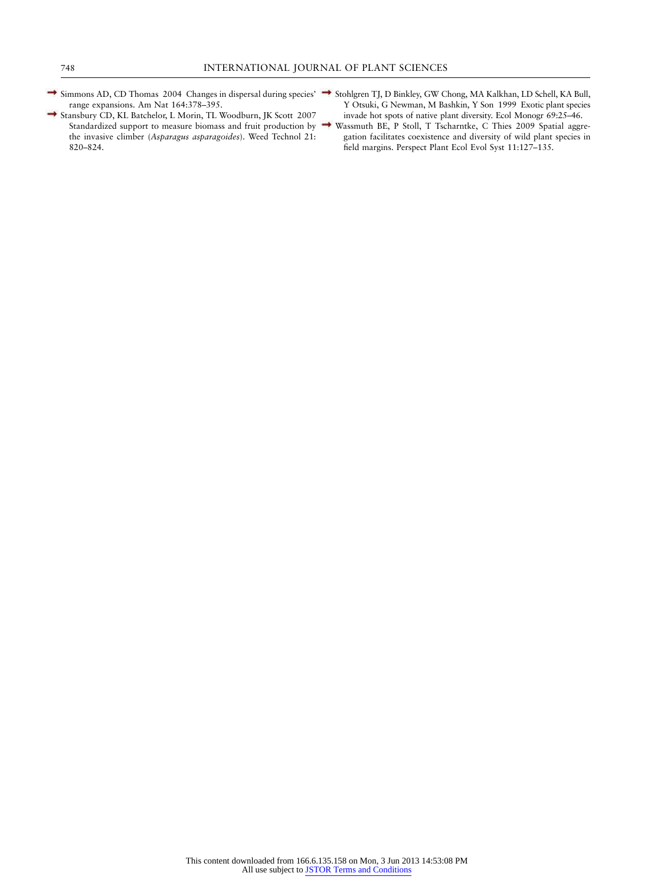Simmons AD, CD Thomas 2004 Changes in dispersal during species' range expansions. Am Nat 164:378–395.

Stansbury CD, KL Batchelor, L Morin, TL Woodburn, JK Scott 2007 Standardized support to measure biomass and fruit production by the invasive climber (*Asparagus asparagoides*). Weed Technol 21: 820–824.

Stohlgren TJ, D Binkley, GW Chong, MA Kalkhan, LD Schell, KA Bull, Y Otsuki, G Newman, M Bashkin, Y Son 1999 Exotic plant species invade hot spots of native plant diversity. Ecol Monogr 69:25–46.

Wassmuth BE, P Stoll, T Tscharntke, C Thies 2009 Spatial aggregation facilitates coexistence and diversity of wild plant species in field margins. Perspect Plant Ecol Evol Syst 11:127–135.